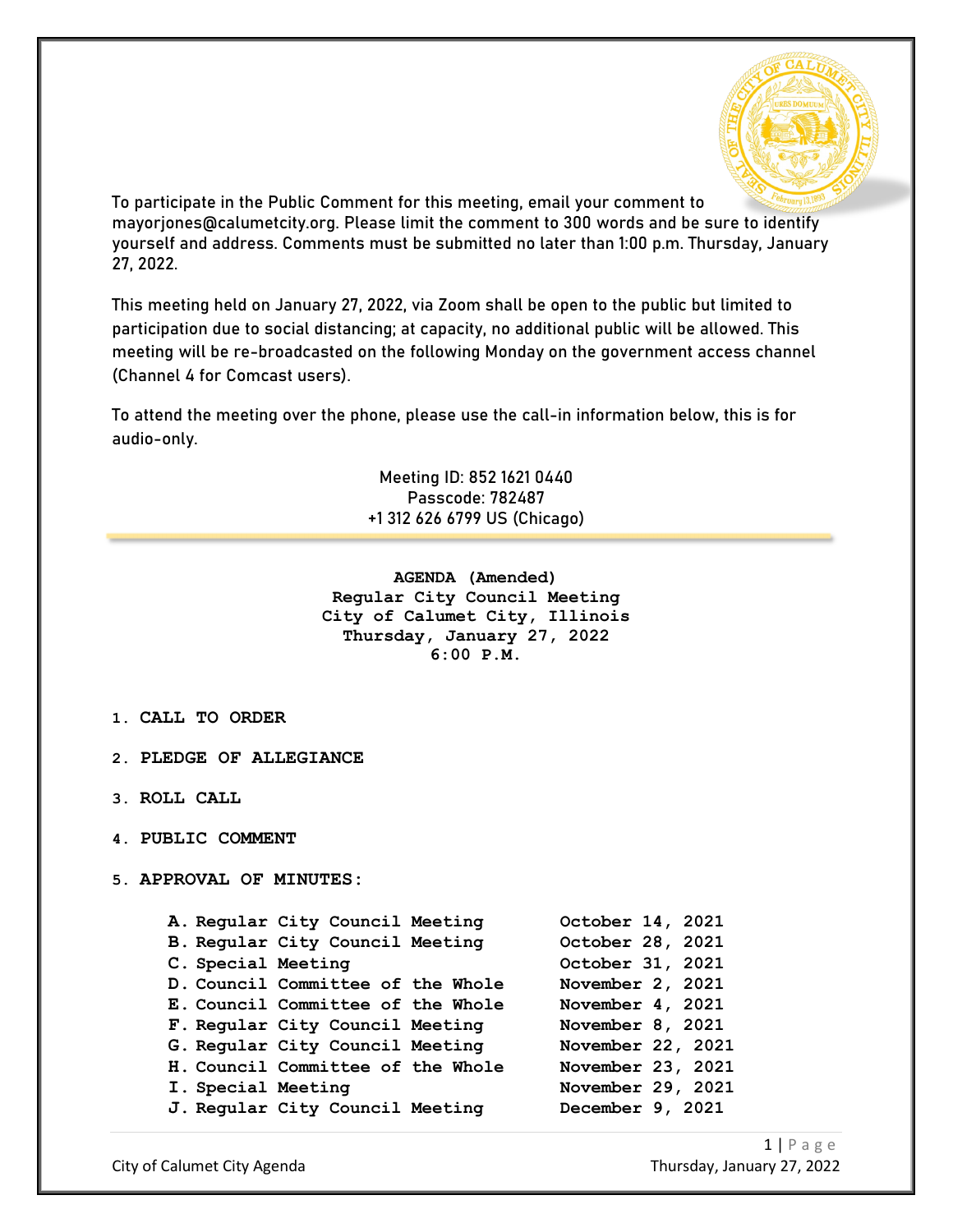To participate in the Public Comment for this meeting, email your comment to mayorjones@calumetcity.org. Please limit the comment to 300 words and be sure to identify yourself and address. Comments must be submitted no later than 1:00 p.m. Thursday, January 27, 2022.

This meeting held on January 27, 2022, via Zoom shall be open to the public but limited to participation due to social distancing; at capacity, no additional public will be allowed. This meeting will be re-broadcasted on the following Monday on the government access channel (Channel 4 for Comcast users).

To attend the meeting over the phone, please use the call-in information below, this is for audio-only.

Meeting ID: 852 1621 0440
Passcode: 782487
+1 312 626 6799 US (Chicago)

**AGENDA (Amended)**
**Regular City Council Meeting**
**City of Calumet City, Illinois**
**Thursday, January 27, 2022**
**6:00 P.M.**

1. **CALL TO ORDER**
2. **PLEDGE OF ALLEGIANCE**
3. **ROLL CALL**
4. **PUBLIC COMMENT**
5. **APPROVAL OF MINUTES:**

| | | |
|---|---|---|
| **A.** | Regular City Council Meeting | October 14, 2021 |
| **B.** | Regular City Council Meeting | October 28, 2021 |
| **C.** | Special Meeting | October 31, 2021 |
| **D.** | Council Committee of the Whole | November 2, 2021 |
| **E.** | Council Committee of the Whole | November 4, 2021 |
| **F.** | Regular City Council Meeting | November 8, 2021 |
| **G.** | Regular City Council Meeting | November 22, 2021 |
| **H.** | Council Committee of the Whole | November 23, 2021 |
| **I.** | Special Meeting | November 29, 2021 |
| **J.** | Regular City Council Meeting | December 9, 2021 |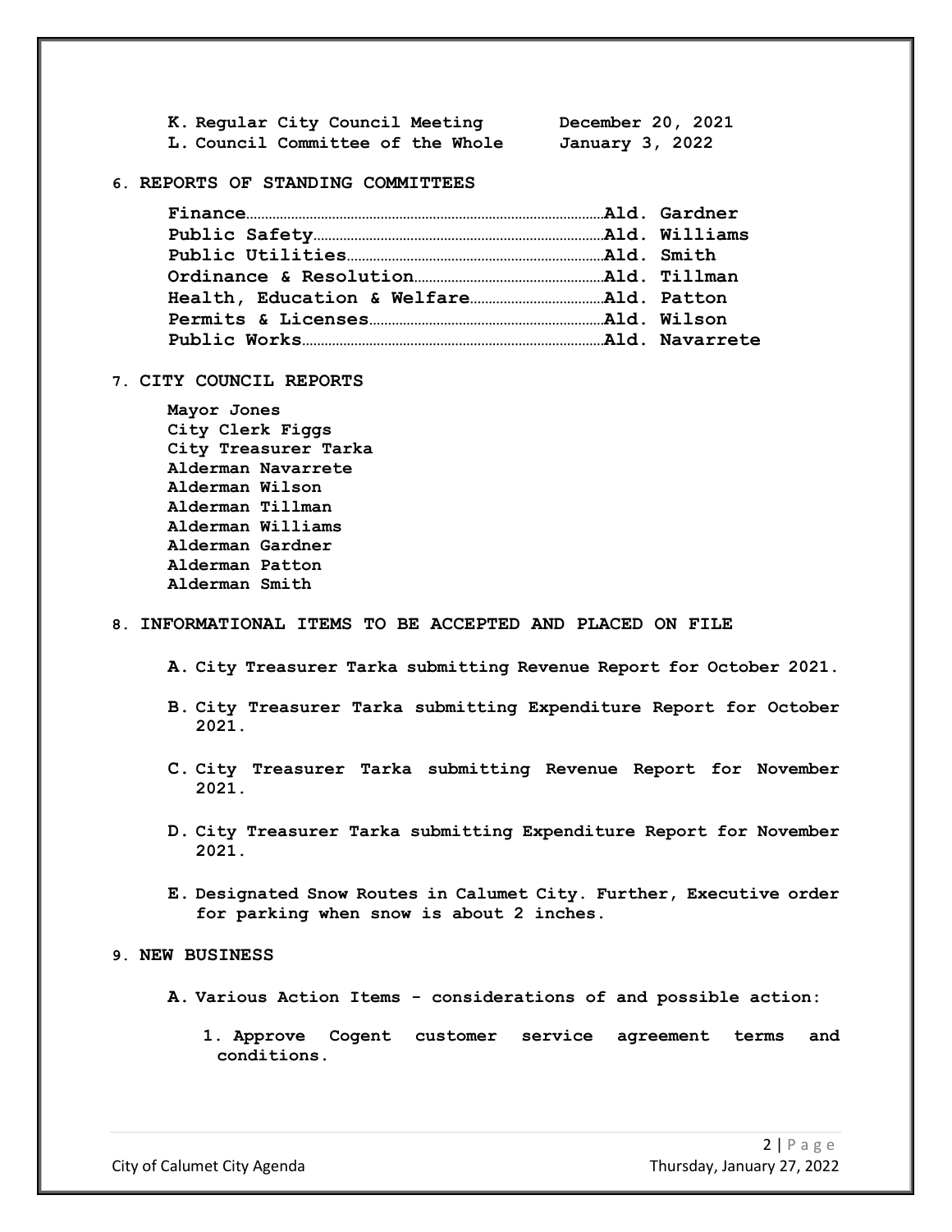**K. Regular City Council Meeting December 20, 2021**
**L. Council Committee of the Whole January 3, 2022**

**6. REPORTS OF STANDING COMMITTEES**

**Finance……Ald. Gardner**
**Public Safety……Ald. Williams**
**Public Utilities……Ald. Smith**
**Ordinance & Resolution……Ald. Tillman**
**Health, Education & Welfare……Ald. Patton**
**Permits & Licenses……Ald. Wilson**
**Public Works……Ald. Navarrete**

**7. CITY COUNCIL REPORTS**

**Mayor Jones**
**City Clerk Figgs**
**City Treasurer Tarka**
**Alderman Navarrete**
**Alderman Wilson**
**Alderman Tillman**
**Alderman Williams**
**Alderman Gardner**
**Alderman Patton**
**Alderman Smith**

**8. INFORMATIONAL ITEMS TO BE ACCEPTED AND PLACED ON FILE**

**A. City Treasurer Tarka submitting Revenue Report for October 2021.**

**B. City Treasurer Tarka submitting Expenditure Report for October 2021.**

**C. City Treasurer Tarka submitting Revenue Report for November 2021.**

**D. City Treasurer Tarka submitting Expenditure Report for November 2021.**

**E. Designated Snow Routes in Calumet City. Further, Executive order for parking when snow is about 2 inches.**

**9. NEW BUSINESS**

**A. Various Action Items - considerations of and possible action:**

**1. Approve Cogent customer service agreement terms and conditions.**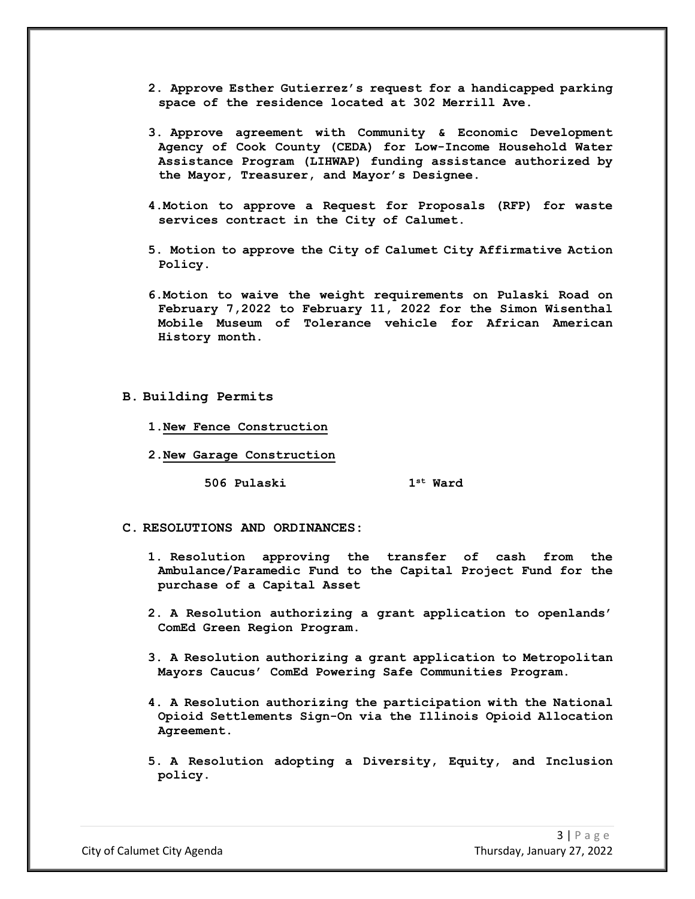2. **Approve Esther Gutierrez's request for a handicapped parking space of the residence located at 302 Merrill Ave.**

3. **Approve agreement with Community & Economic Development Agency of Cook County (CEDA) for Low-Income Household Water Assistance Program (LIHWAP) funding assistance authorized by the Mayor, Treasurer, and Mayor's Designee.**

4. **Motion to approve a Request for Proposals (RFP) for waste services contract in the City of Calumet.**

5. **Motion to approve the City of Calumet City Affirmative Action Policy.**

6. **Motion to waive the weight requirements on Pulaski Road on February 7,2022 to February 11, 2022 for the Simon Wisenthal Mobile Museum of Tolerance vehicle for African American History month.**

**B. Building Permits**

1. **<u>New Fence Construction</u>**

2. **<u>New Garage Construction</u>**

   **506 Pulaski 1st Ward**

**C. RESOLUTIONS AND ORDINANCES:**

1. **Resolution approving the transfer of cash from the Ambulance/Paramedic Fund to the Capital Project Fund for the purchase of a Capital Asset**

2. **A Resolution authorizing a grant application to openlands' ComEd Green Region Program.**

3. **A Resolution authorizing a grant application to Metropolitan Mayors Caucus' ComEd Powering Safe Communities Program.**

4. **A Resolution authorizing the participation with the National Opioid Settlements Sign-On via the Illinois Opioid Allocation Agreement.**

5. **A Resolution adopting a Diversity, Equity, and Inclusion policy.**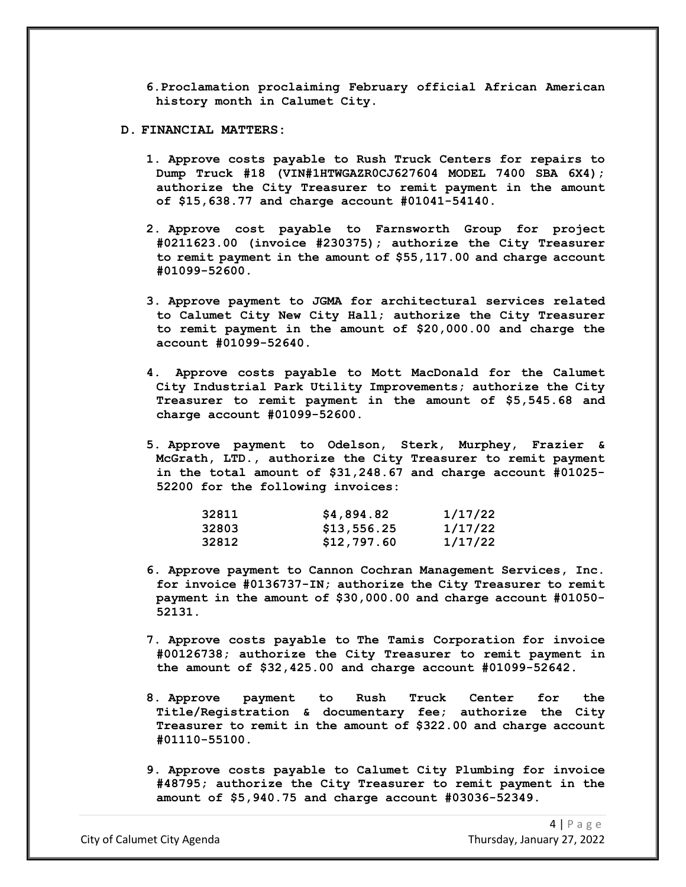6. **Proclamation proclaiming February official African American history month in Calumet City.**

**D. FINANCIAL MATTERS:**

1. **Approve costs payable to Rush Truck Centers for repairs to Dump Truck #18 (VIN#1HTWGAZR0CJ627604 MODEL 7400 SBA 6X4); authorize the City Treasurer to remit payment in the amount of $15,638.77 and charge account #01041-54140.**

2. **Approve cost payable to Farnsworth Group for project #0211623.00 (invoice #230375); authorize the City Treasurer to remit payment in the amount of $55,117.00 and charge account #01099-52600.**

3. **Approve payment to JGMA for architectural services related to Calumet City New City Hall; authorize the City Treasurer to remit payment in the amount of $20,000.00 and charge the account #01099-52640.**

4. **Approve costs payable to Mott MacDonald for the Calumet City Industrial Park Utility Improvements; authorize the City Treasurer to remit payment in the amount of $5,545.68 and charge account #01099-52600.**

5. **Approve payment to Odelson, Sterk, Murphey, Frazier & McGrath, LTD., authorize the City Treasurer to remit payment in the total amount of $31,248.67 and charge account #01025-52200 for the following invoices:**

| | | |
|---|---|---|
| 32811 | $4,894.82 | 1/17/22 |
| 32803 | $13,556.25 | 1/17/22 |
| 32812 | $12,797.60 | 1/17/22 |

6. **Approve payment to Cannon Cochran Management Services, Inc. for invoice #0136737-IN; authorize the City Treasurer to remit payment in the amount of $30,000.00 and charge account #01050-52131.**

7. **Approve costs payable to The Tamis Corporation for invoice #00126738; authorize the City Treasurer to remit payment in the amount of $32,425.00 and charge account #01099-52642.**

8. **Approve payment to Rush Truck Center for the Title/Registration & documentary fee; authorize the City Treasurer to remit in the amount of $322.00 and charge account #01110-55100.**

9. **Approve costs payable to Calumet City Plumbing for invoice #48795; authorize the City Treasurer to remit payment in the amount of $5,940.75 and charge account #03036-52349.**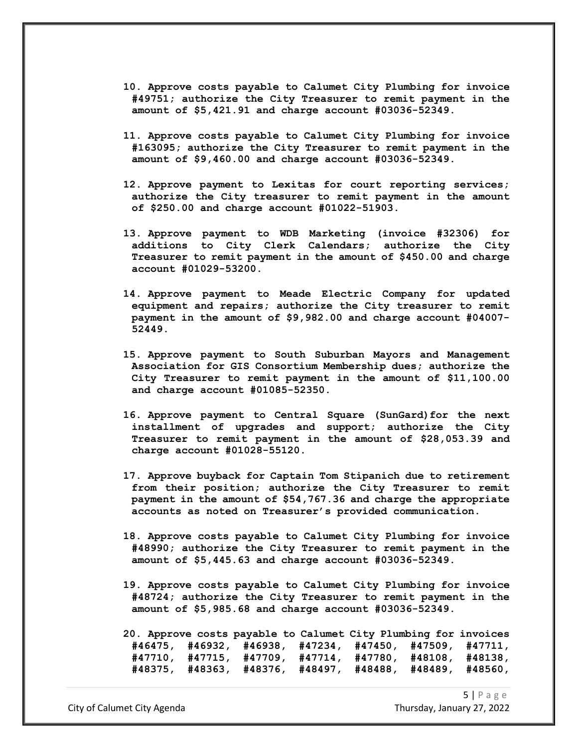10. **Approve costs payable to Calumet City Plumbing for invoice #49751; authorize the City Treasurer to remit payment in the amount of $5,421.91 and charge account #03036-52349.**

11. **Approve costs payable to Calumet City Plumbing for invoice #163095; authorize the City Treasurer to remit payment in the amount of $9,460.00 and charge account #03036-52349.**

12. **Approve payment to Lexitas for court reporting services; authorize the City treasurer to remit payment in the amount of $250.00 and charge account #01022-51903.**

13. **Approve payment to WDB Marketing (invoice #32306) for additions to City Clerk Calendars; authorize the City Treasurer to remit payment in the amount of $450.00 and charge account #01029-53200.**

14. **Approve payment to Meade Electric Company for updated equipment and repairs; authorize the City treasurer to remit payment in the amount of $9,982.00 and charge account #04007-52449.**

15. **Approve payment to South Suburban Mayors and Management Association for GIS Consortium Membership dues; authorize the City Treasurer to remit payment in the amount of $11,100.00 and charge account #01085-52350.**

16. **Approve payment to Central Square (SunGard)for the next installment of upgrades and support; authorize the City Treasurer to remit payment in the amount of $28,053.39 and charge account #01028-55120.**

17. **Approve buyback for Captain Tom Stipanich due to retirement from their position; authorize the City Treasurer to remit payment in the amount of $54,767.36 and charge the appropriate accounts as noted on Treasurer's provided communication.**

18. **Approve costs payable to Calumet City Plumbing for invoice #48990; authorize the City Treasurer to remit payment in the amount of $5,445.63 and charge account #03036-52349.**

19. **Approve costs payable to Calumet City Plumbing for invoice #48724; authorize the City Treasurer to remit payment in the amount of $5,985.68 and charge account #03036-52349.**

20. **Approve costs payable to Calumet City Plumbing for invoices #46475, #46932, #46938, #47234, #47450, #47509, #47711, #47710, #47715, #47709, #47714, #47780, #48108, #48138, #48375, #48363, #48376, #48497, #48488, #48489, #48560,**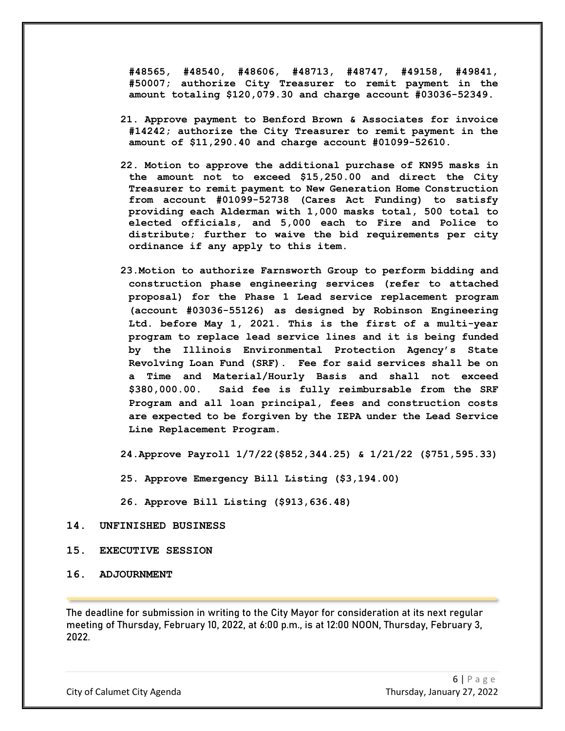**#48565, #48540, #48606, #48713, #48747, #49158, #49841, #50007; authorize City Treasurer to remit payment in the amount totaling $120,079.30 and charge account #03036-52349.**

21. **Approve payment to Benford Brown & Associates for invoice #14242; authorize the City Treasurer to remit payment in the amount of $11,290.40 and charge account #01099-52610.**

22. **Motion to approve the additional purchase of KN95 masks in the amount not to exceed $15,250.00 and direct the City Treasurer to remit payment to New Generation Home Construction from account #01099-52738 (Cares Act Funding) to satisfy providing each Alderman with 1,000 masks total, 500 total to elected officials, and 5,000 each to Fire and Police to distribute; further to waive the bid requirements per city ordinance if any apply to this item.**

23. **Motion to authorize Farnsworth Group to perform bidding and construction phase engineering services (refer to attached proposal) for the Phase 1 Lead service replacement program (account #03036-55126) as designed by Robinson Engineering Ltd. before May 1, 2021. This is the first of a multi-year program to replace lead service lines and it is being funded by the Illinois Environmental Protection Agency's State Revolving Loan Fund (SRF). Fee for said services shall be on a Time and Material/Hourly Basis and shall not exceed $380,000.00. Said fee is fully reimbursable from the SRF Program and all loan principal, fees and construction costs are expected to be forgiven by the IEPA under the Lead Service Line Replacement Program.**

24. **Approve Payroll 1/7/22($852,344.25) & 1/21/22 ($751,595.33)**

25. **Approve Emergency Bill Listing ($3,194.00)**

26. **Approve Bill Listing ($913,636.48)**

**14. UNFINISHED BUSINESS**

**15. EXECUTIVE SESSION**

**16. ADJOURNMENT**

---

The deadline for submission in writing to the City Mayor for consideration at its next regular meeting of Thursday, February 10, 2022, at 6:00 p.m., is at 12:00 NOON, Thursday, February 3, 2022.